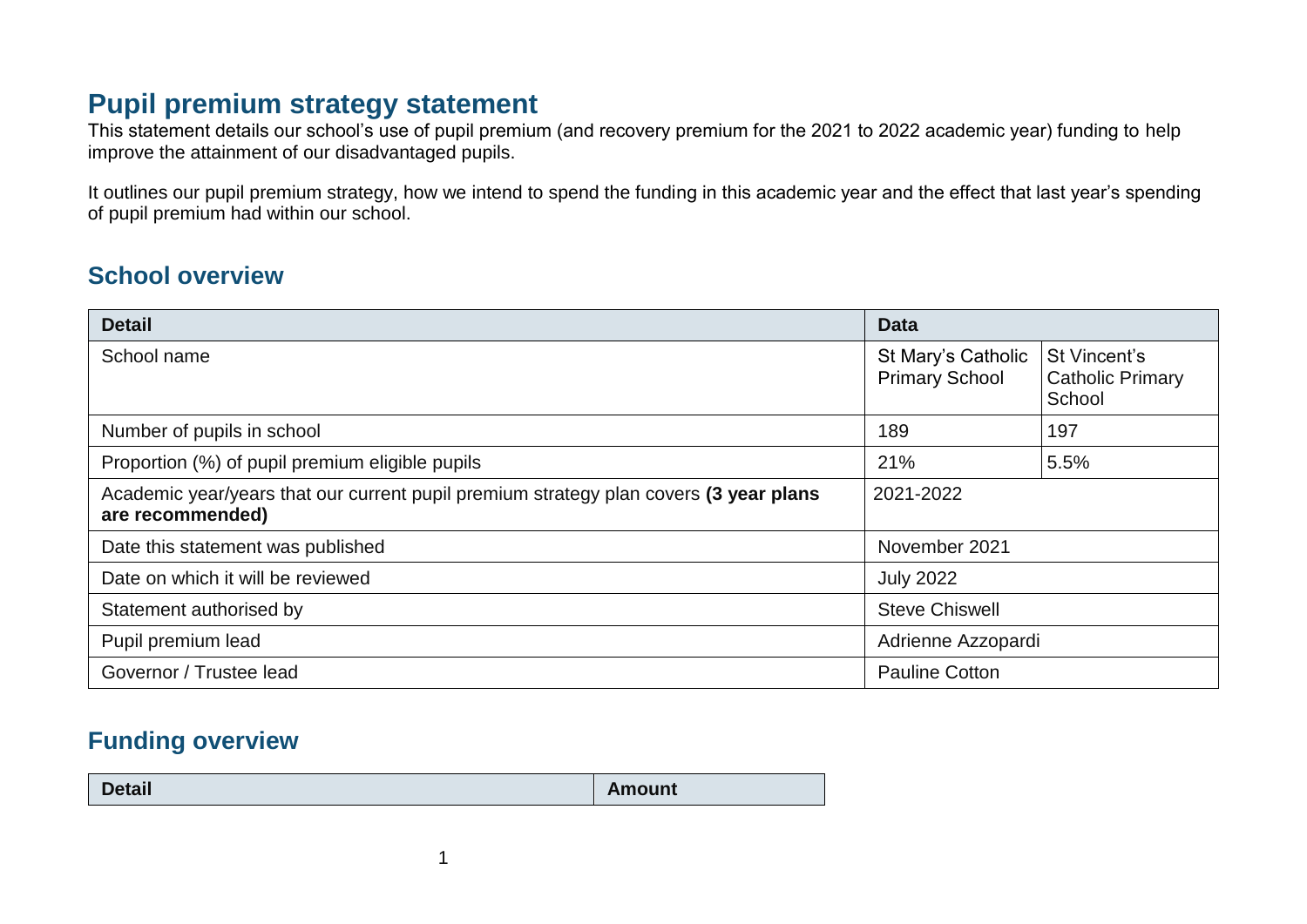# Pupil premium strategy statement

This statement details our school's use of pupil premium (and recovery premium for the 2021 to 2022 academic year) funding to help improve the attainment of our disadvantaged pupils.

It outlines our pupil premium strategy, how we intend to spend the funding in this academic year and the effect that last year's spending of pupil premium had within our school.

## School overview

| Detail | Data | |
|---|---|---|
| School name | St Mary's Catholic Primary School | St Vincent's Catholic Primary School |
| Number of pupils in school | 189 | 197 |
| Proportion (%) of pupil premium eligible pupils | 21% | 5.5% |
| Academic year/years that our current pupil premium strategy plan covers **(3 year plans are recommended)** | 2021-2022 | |
| Date this statement was published | November 2021 | |
| Date on which it will be reviewed | July 2022 | |
| Statement authorised by | Steve Chiswell | |
| Pupil premium lead | Adrienne Azzopardi | |
| Governor / Trustee lead | Pauline Cotton | |

## Funding overview

| Detail | Amount |
|---|---|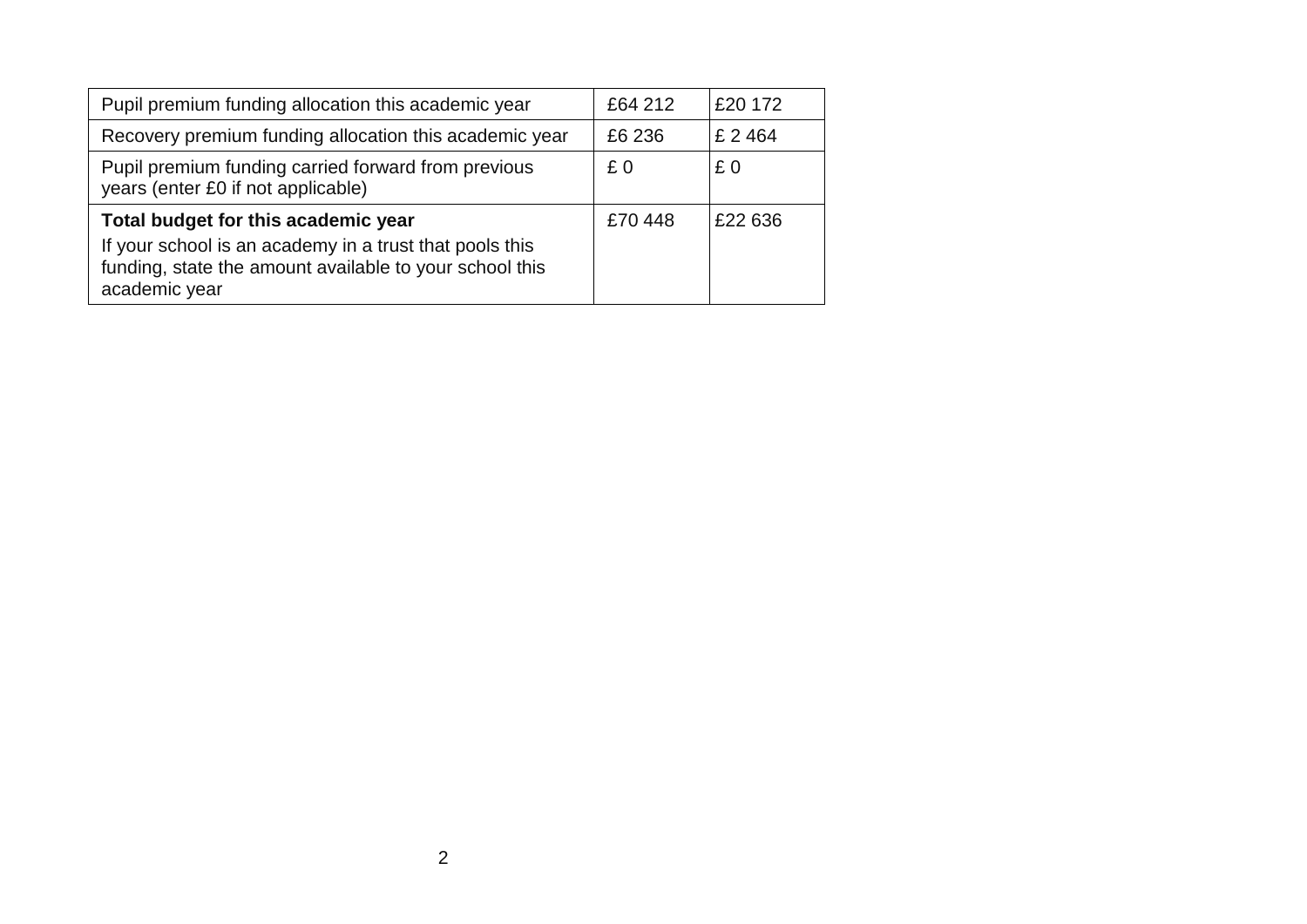| | | |
|---|---|---|
| Pupil premium funding allocation this academic year | £64 212 | £20 172 |
| Recovery premium funding allocation this academic year | £6 236 | £ 2 464 |
| Pupil premium funding carried forward from previous years (enter £0 if not applicable) | £ 0 | £ 0 |
| **Total budget for this academic year** If your school is an academy in a trust that pools this funding, state the amount available to your school this academic year | £70 448 | £22 636 |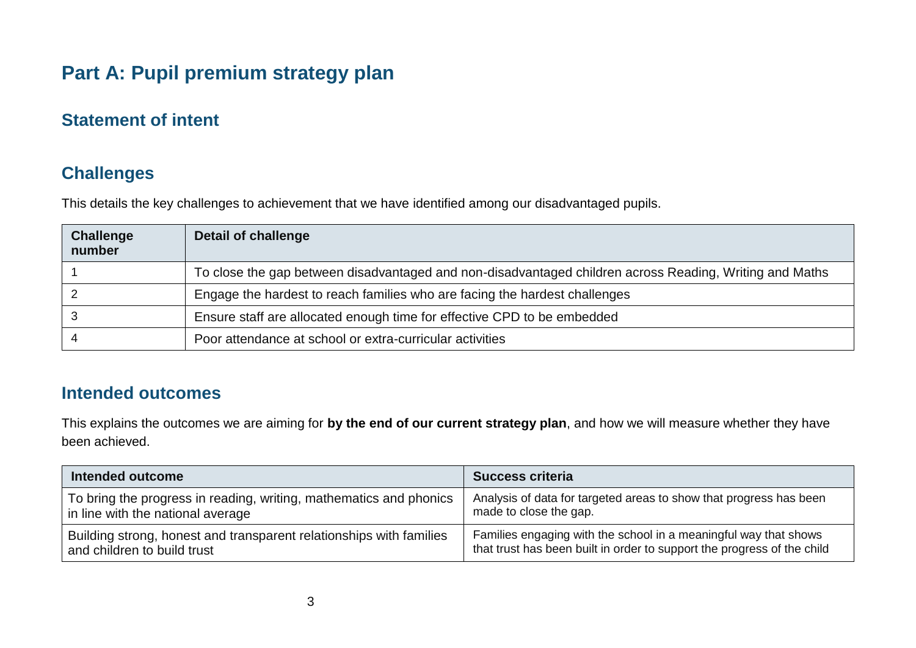# Part A: Pupil premium strategy plan

## Statement of intent

## Challenges

This details the key challenges to achievement that we have identified among our disadvantaged pupils.

| Challenge number | Detail of challenge |
|---|---|
| 1 | To close the gap between disadvantaged and non-disadvantaged children across Reading, Writing and Maths |
| 2 | Engage the hardest to reach families who are facing the hardest challenges |
| 3 | Ensure staff are allocated enough time for effective CPD to be embedded |
| 4 | Poor attendance at school or extra-curricular activities |

## Intended outcomes

This explains the outcomes we are aiming for **by the end of our current strategy plan**, and how we will measure whether they have been achieved.

| Intended outcome | Success criteria |
|---|---|
| To bring the progress in reading, writing, mathematics and phonics in line with the national average | Analysis of data for targeted areas to show that progress has been made to close the gap. |
| Building strong, honest and transparent relationships with families and children to build trust | Families engaging with the school in a meaningful way that shows that trust has been built in order to support the progress of the child |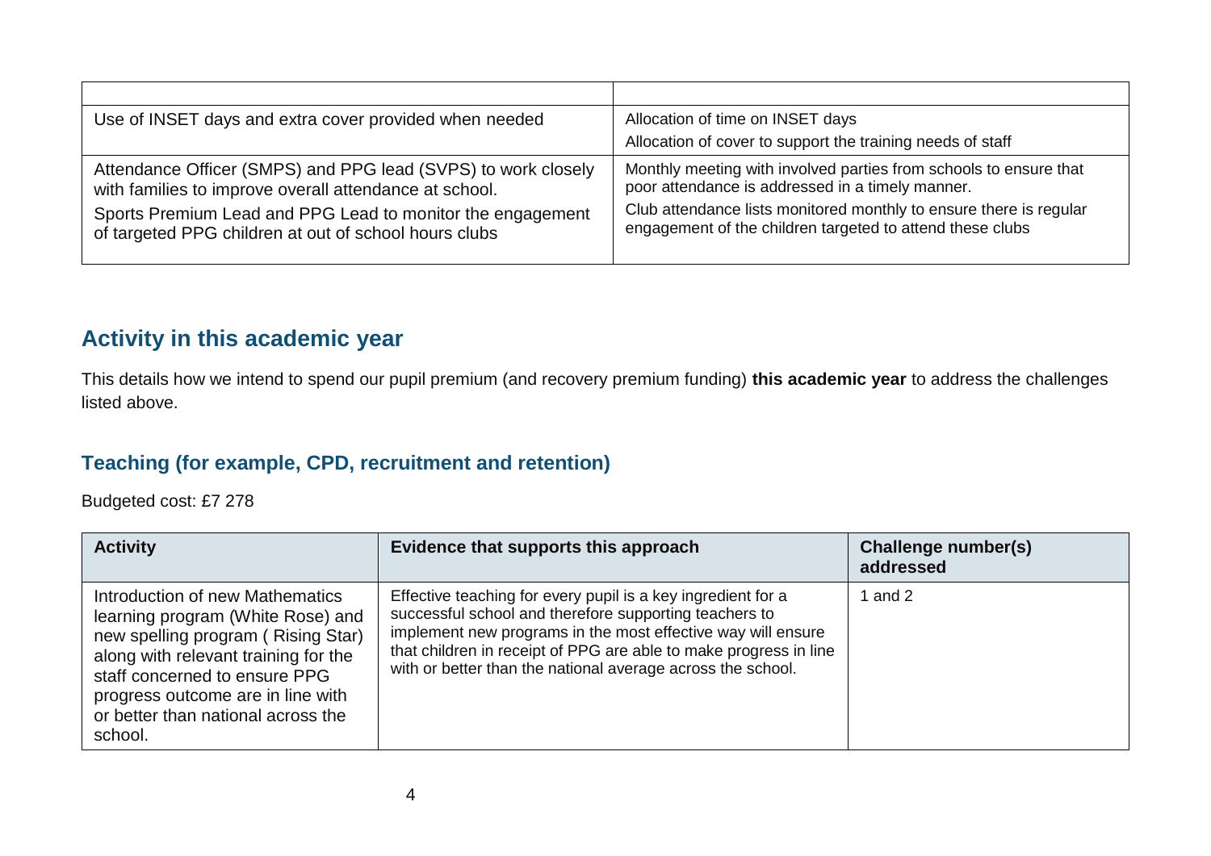| | |
|---|---|
| Use of INSET days and extra cover provided when needed | Allocation of time on INSET days<br>Allocation of cover to support the training needs of staff |
| Attendance Officer (SMPS) and PPG lead (SVPS) to work closely with families to improve overall attendance at school.<br>Sports Premium Lead and PPG Lead to monitor the engagement of targeted PPG children at out of school hours clubs | Monthly meeting with involved parties from schools to ensure that poor attendance is addressed in a timely manner.<br>Club attendance lists monitored monthly to ensure there is regular engagement of the children targeted to attend these clubs |

## Activity in this academic year

This details how we intend to spend our pupil premium (and recovery premium funding) **this academic year** to address the challenges listed above.

### Teaching (for example, CPD, recruitment and retention)

Budgeted cost: £7 278

| Activity | Evidence that supports this approach | Challenge number(s) addressed |
|---|---|---|
| Introduction of new Mathematics learning program (White Rose) and new spelling program ( Rising Star) along with relevant training for the staff concerned to ensure PPG progress outcome are in line with or better than national across the school. | Effective teaching for every pupil is a key ingredient for a successful school and therefore supporting teachers to implement new programs in the most effective way will ensure that children in receipt of PPG are able to make progress in line with or better than the national average across the school. | 1 and 2 |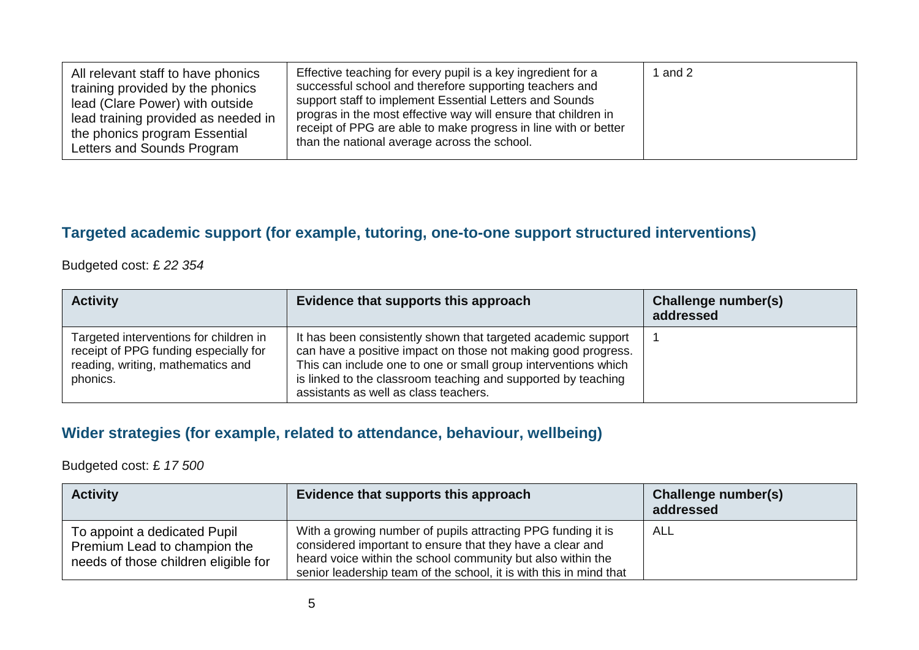| | | |
|---|---|---|
| All relevant staff to have phonics training provided by the phonics lead (Clare Power) with outside lead training provided as needed in the phonics program Essential Letters and Sounds Program | Effective teaching for every pupil is a key ingredient for a successful school and therefore supporting teachers and support staff to implement Essential Letters and Sounds progras in the most effective way will ensure that children in receipt of PPG are able to make progress in line with or better than the national average across the school. | 1 and 2 |

## Targeted academic support (for example, tutoring, one-to-one support structured interventions)

Budgeted cost: £ *22 354*

| Activity | Evidence that supports this approach | Challenge number(s) addressed |
|---|---|---|
| Targeted interventions for children in receipt of PPG funding especially for reading, writing, mathematics and phonics. | It has been consistently shown that targeted academic support can have a positive impact on those not making good progress. This can include one to one or small group interventions which is linked to the classroom teaching and supported by teaching assistants as well as class teachers. | 1 |

## Wider strategies (for example, related to attendance, behaviour, wellbeing)

Budgeted cost: £ *17 500*

| Activity | Evidence that supports this approach | Challenge number(s) addressed |
|---|---|---|
| To appoint a dedicated Pupil Premium Lead to champion the needs of those children eligible for | With a growing number of pupils attracting PPG funding it is considered important to ensure that they have a clear and heard voice within the school community but also within the senior leadership team of the school, it is with this in mind that | ALL |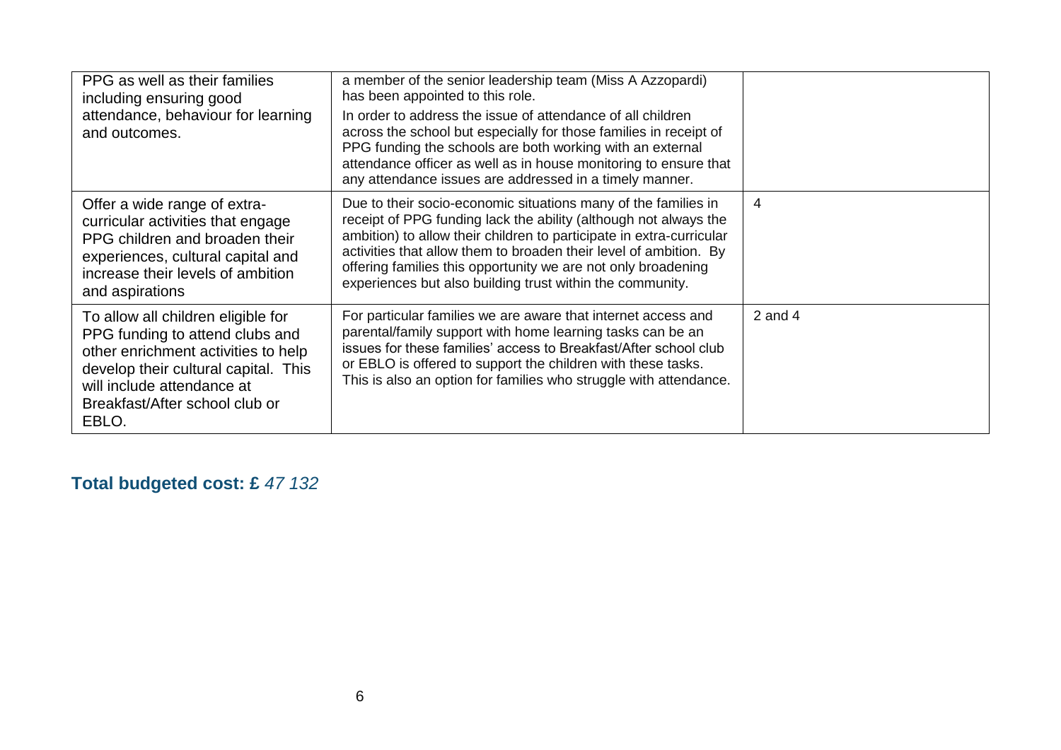| | | |
|---|---|---|
| PPG as well as their families including ensuring good attendance, behaviour for learning and outcomes. | a member of the senior leadership team (Miss A Azzopardi) has been appointed to this role.<br>In order to address the issue of attendance of all children across the school but especially for those families in receipt of PPG funding the schools are both working with an external attendance officer as well as in house monitoring to ensure that any attendance issues are addressed in a timely manner. | |
| Offer a wide range of extra-curricular activities that engage PPG children and broaden their experiences, cultural capital and increase their levels of ambition and aspirations | Due to their socio-economic situations many of the families in receipt of PPG funding lack the ability (although not always the ambition) to allow their children to participate in extra-curricular activities that allow them to broaden their level of ambition. By offering families this opportunity we are not only broadening experiences but also building trust within the community. | 4 |
| To allow all children eligible for PPG funding to attend clubs and other enrichment activities to help develop their cultural capital. This will include attendance at Breakfast/After school club or EBLO. | For particular families we are aware that internet access and parental/family support with home learning tasks can be an issues for these families' access to Breakfast/After school club or EBLO is offered to support the children with these tasks. This is also an option for families who struggle with attendance. | 2 and 4 |

## Total budgeted cost: £ *47 132*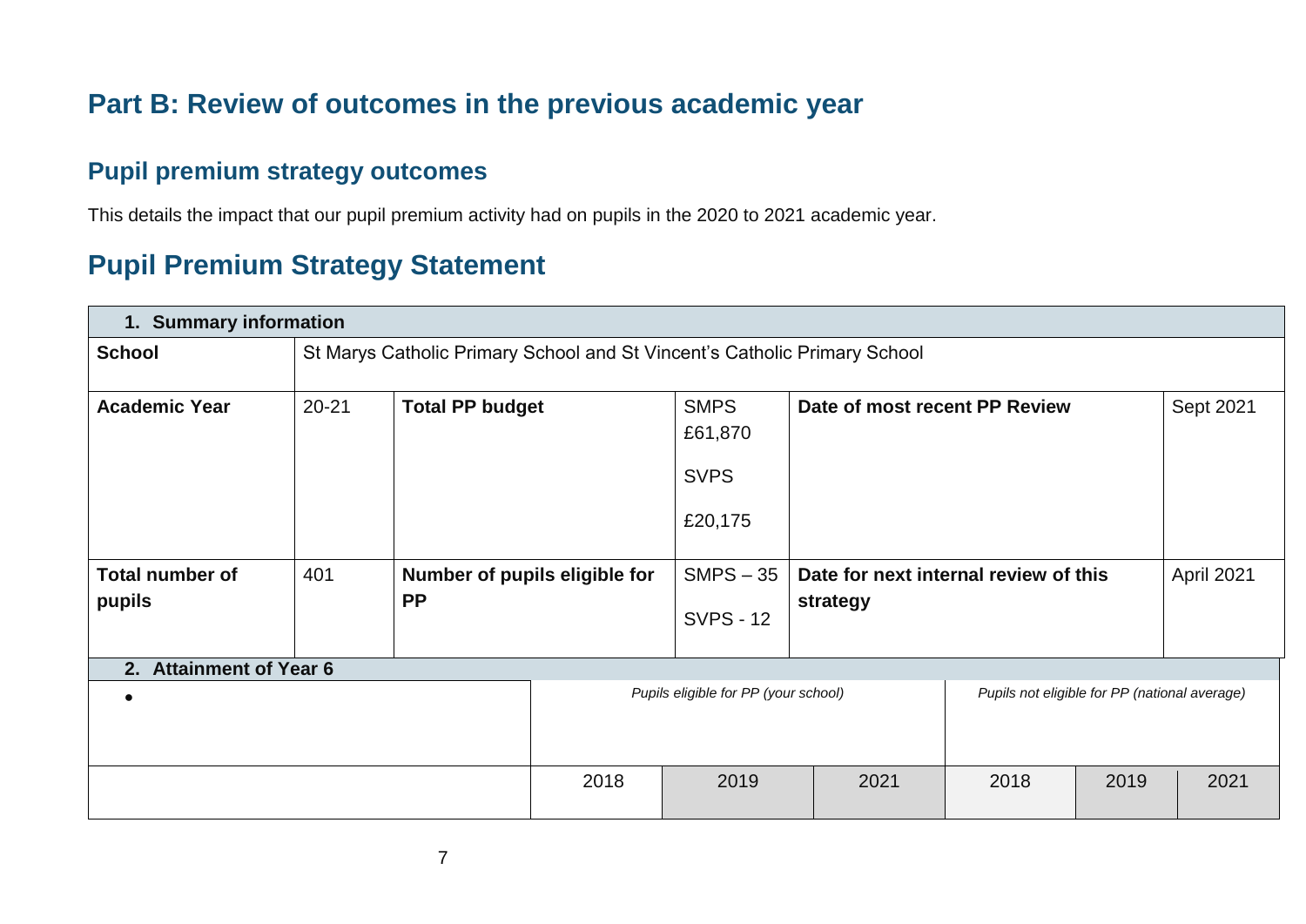# Part B: Review of outcomes in the previous academic year

## Pupil premium strategy outcomes

This details the impact that our pupil premium activity had on pupils in the 2020 to 2021 academic year.

# Pupil Premium Strategy Statement

| 1. Summary information | | | | | |
|---|---|---|---|---|---|
| **School** | St Marys Catholic Primary School and St Vincent's Catholic Primary School | | | | |
| **Academic Year** | 20-21 | **Total PP budget** | SMPS £61,870<br><br>SVPS<br><br>£20,175 | **Date of most recent PP Review** | Sept 2021 |
| **Total number of pupils** | 401 | **Number of pupils eligible for PP** | SMPS – 35<br><br>SVPS - 12 | **Date for next internal review of this strategy** | April 2021 |

| 2. Attainment of Year 6 | | | | | | |
|---|---|---|---|---|---|---|
| • | *Pupils eligible for PP (your school)* | | | *Pupils not eligible for PP (national average)* | | |
| | 2018 | 2019 | 2021 | 2018 | 2019 | 2021 |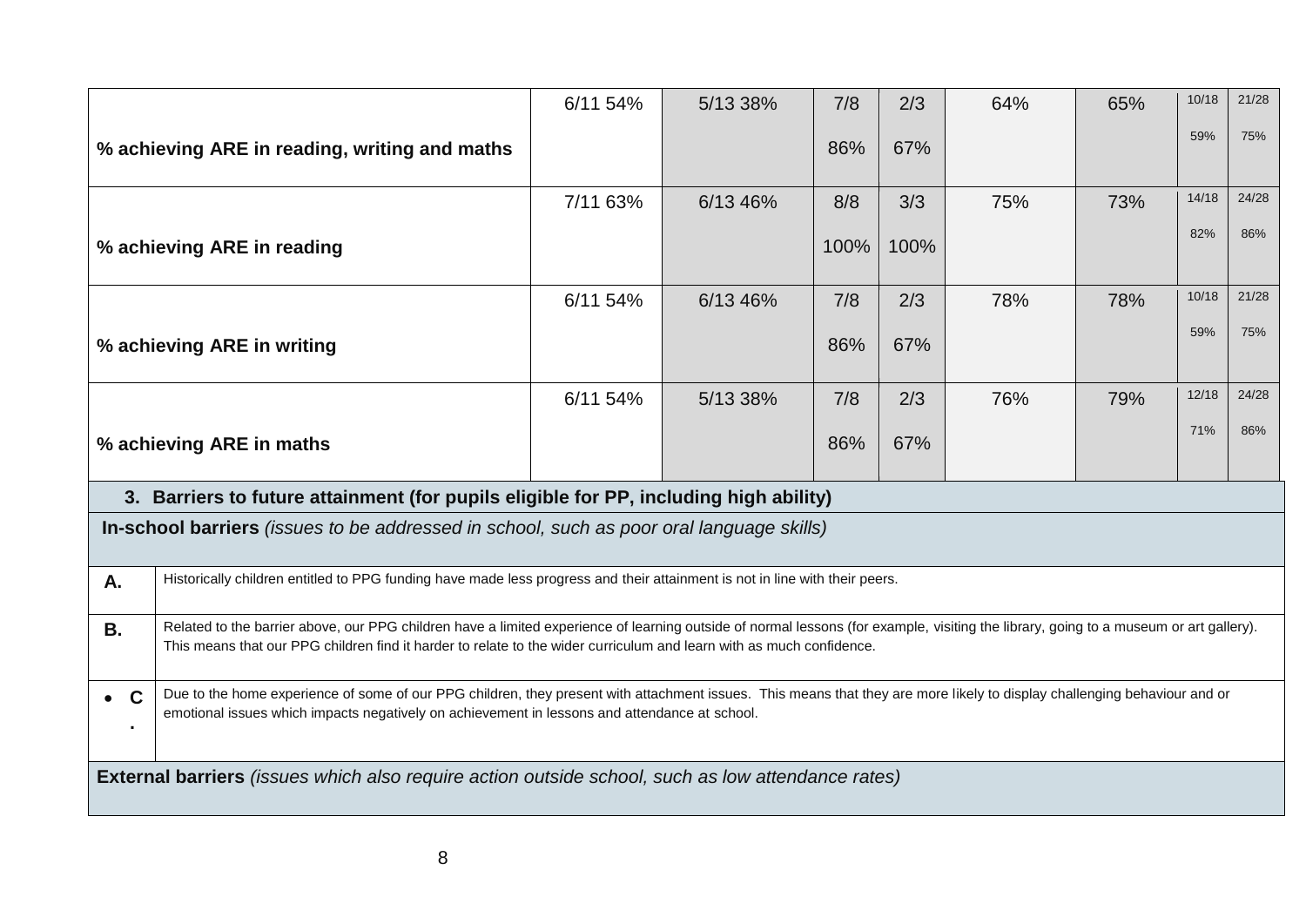| | | | | | | | | |
|---|---|---|---|---|---|---|---|---|
| % achieving ARE in reading, writing and maths | 6/11 54% | 5/13 38% | 7/8 86% | 2/3 67% | 64% | 65% | 10/18 59% | 21/28 75% |
| % achieving ARE in reading | 7/11 63% | 6/13 46% | 8/8 100% | 3/3 100% | 75% | 73% | 14/18 82% | 24/28 86% |
| % achieving ARE in writing | 6/11 54% | 6/13 46% | 7/8 86% | 2/3 67% | 78% | 78% | 10/18 59% | 21/28 75% |
| % achieving ARE in maths | 6/11 54% | 5/13 38% | 7/8 86% | 2/3 67% | 76% | 79% | 12/18 71% | 24/28 86% |

| **3. Barriers to future attainment (for pupils eligible for PP, including high ability)** | |
|---|---|
| **In-school barriers** *(issues to be addressed in school, such as poor oral language skills)* | |
| **A.** | Historically children entitled to PPG funding have made less progress and their attainment is not in line with their peers. |
| **B.** | Related to the barrier above, our PPG children have a limited experience of learning outside of normal lessons (for example, visiting the library, going to a museum or art gallery). This means that our PPG children find it harder to relate to the wider curriculum and learn with as much confidence. |
| **C.** | Due to the home experience of some of our PPG children, they present with attachment issues. This means that they are more likely to display challenging behaviour and or emotional issues which impacts negatively on achievement in lessons and attendance at school. |
| **External barriers** *(issues which also require action outside school, such as low attendance rates)* | |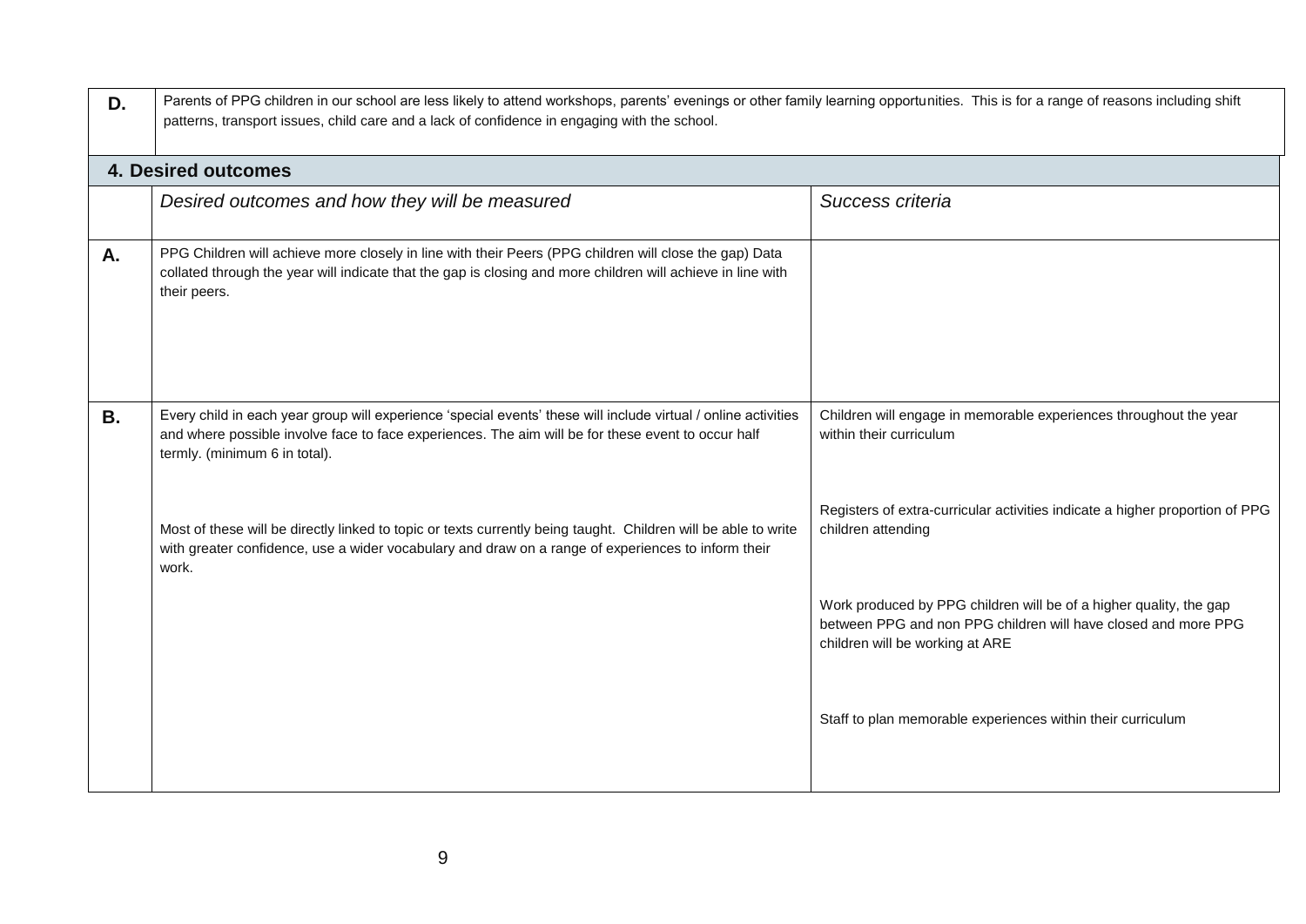| | |
|---|---|
| **D.** | Parents of PPG children in our school are less likely to attend workshops, parents' evenings or other family learning opportunities. This is for a range of reasons including shift patterns, transport issues, child care and a lack of confidence in engaging with the school. |

## 4. Desired outcomes

| | *Desired outcomes and how they will be measured* | *Success criteria* |
|---|---|---|
| **A.** | PPG Children will achieve more closely in line with their Peers (PPG children will close the gap) Data collated through the year will indicate that the gap is closing and more children will achieve in line with their peers. | |
| **B.** | Every child in each year group will experience 'special events' these will include virtual / online activities and where possible involve face to face experiences. The aim will be for these event to occur half termly. (minimum 6 in total).<br><br>Most of these will be directly linked to topic or texts currently being taught. Children will be able to write with greater confidence, use a wider vocabulary and draw on a range of experiences to inform their work. | Children will engage in memorable experiences throughout the year within their curriculum<br><br>Registers of extra-curricular activities indicate a higher proportion of PPG children attending<br><br>Work produced by PPG children will be of a higher quality, the gap between PPG and non PPG children will have closed and more PPG children will be working at ARE<br><br>Staff to plan memorable experiences within their curriculum |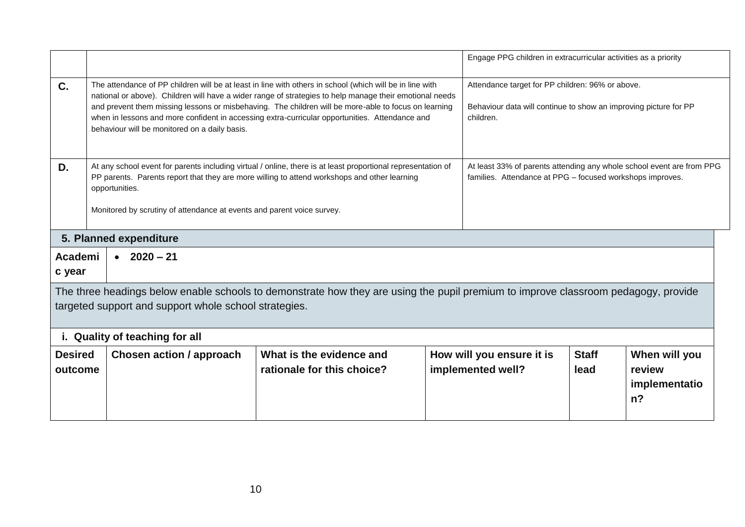| | | |
|---|---|---|
| | | Engage PPG children in extracurricular activities as a priority |
| **C.** | The attendance of PP children will be at least in line with others in school (which will be in line with national or above). Children will have a wider range of strategies to help manage their emotional needs and prevent them missing lessons or misbehaving. The children will be more-able to focus on learning when in lessons and more confident in accessing extra-curricular opportunities. Attendance and behaviour will be monitored on a daily basis. | Attendance target for PP children: 96% or above.<br><br>Behaviour data will continue to show an improving picture for PP children. |
| **D.** | At any school event for parents including virtual / online, there is at least proportional representation of PP parents. Parents report that they are more willing to attend workshops and other learning opportunities.<br><br>Monitored by scrutiny of attendance at events and parent voice survey. | At least 33% of parents attending any whole school event are from PPG families. Attendance at PPG – focused workshops improves. |

## 5. Planned expenditure

| | |
|---|---|
| **Academic year** | • **2020 – 21** |

The three headings below enable schools to demonstrate how they are using the pupil premium to improve classroom pedagogy, provide targeted support and support whole school strategies.

### i. Quality of teaching for all

| Desired outcome | Chosen action / approach | What is the evidence and rationale for this choice? | How will you ensure it is implemented well? | Staff lead | When will you review implementation? |
|---|---|---|---|---|---|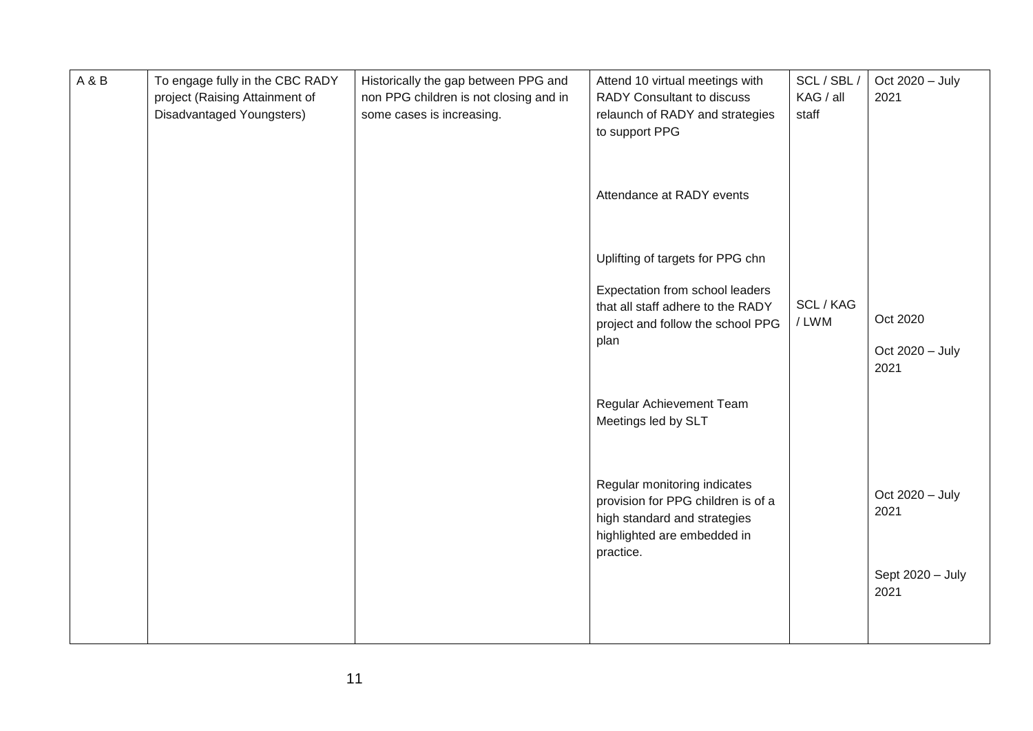| A & B | To engage fully in the CBC RADY project (Raising Attainment of Disadvantaged Youngsters) | Historically the gap between PPG and non PPG children is not closing and in some cases is increasing. | Attend 10 virtual meetings with RADY Consultant to discuss relaunch of RADY and strategies to support PPG<br><br>Attendance at RADY events<br><br>Uplifting of targets for PPG chn<br><br>Expectation from school leaders that all staff adhere to the RADY project and follow the school PPG plan<br><br>Regular Achievement Team Meetings led by SLT<br><br>Regular monitoring indicates provision for PPG children is of a high standard and strategies highlighted are embedded in practice. | SCL / SBL / KAG / all staff<br><br>SCL / KAG / LWM | Oct 2020 – July 2021<br><br>Oct 2020<br><br>Oct 2020 – July 2021<br><br>Oct 2020 – July 2021<br><br>Sept 2020 – July 2021 |
|---|---|---|---|---|---|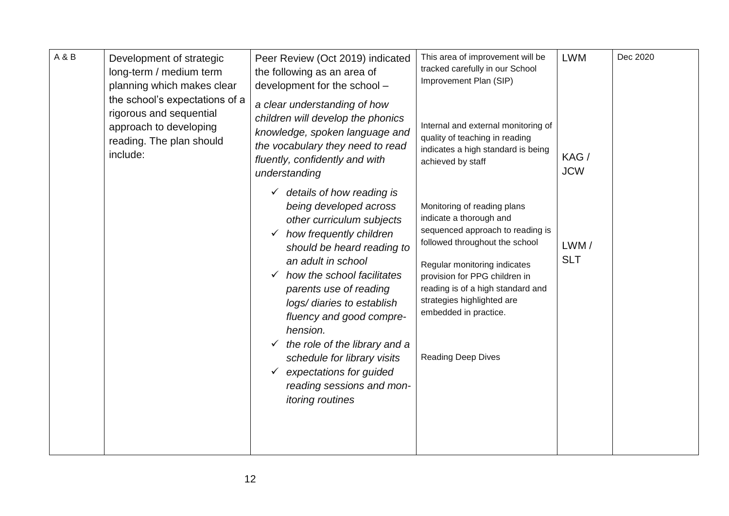| A & B | Development of strategic long-term / medium term planning which makes clear the school's expectations of a rigorous and sequential approach to developing reading. The plan should include: | Peer Review (Oct 2019) indicated the following as an area of development for the school – *a clear understanding of how children will develop the phonics knowledge, spoken language and the vocabulary they need to read fluently, confidently and with understanding*<br>✓ *details of how reading is being developed across other curriculum subjects*<br>✓ *how frequently children should be heard reading to an adult in school*<br>✓ *how the school facilitates parents use of reading logs/ diaries to establish fluency and good compre-hension.*<br>✓ *the role of the library and a schedule for library visits*<br>✓ *expectations for guided reading sessions and mon-itoring routines* | This area of improvement will be tracked carefully in our School Improvement Plan (SIP)<br><br>Internal and external monitoring of quality of teaching in reading indicates a high standard is being achieved by staff<br><br>Monitoring of reading plans indicate a thorough and sequenced approach to reading is followed throughout the school<br><br>Regular monitoring indicates provision for PPG children in reading is of a high standard and strategies highlighted are embedded in practice.<br><br>Reading Deep Dives | LWM<br><br>KAG / JCW<br><br>LWM / SLT | Dec 2020 |
|---|---|---|---|---|---|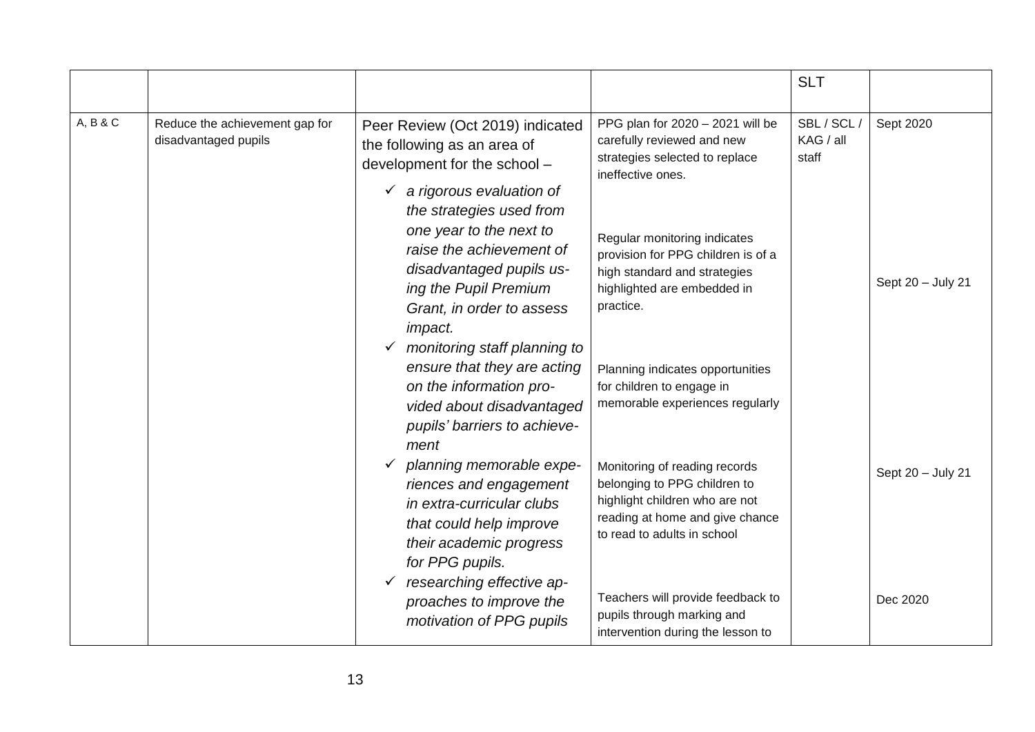| | | | | SLT | |
|---|---|---|---|---|---|
| A, B & C | Reduce the achievement gap for disadvantaged pupils | Peer Review (Oct 2019) indicated the following as an area of development for the school – <br>✓ *a rigorous evaluation of the strategies used from one year to the next to raise the achievement of disadvantaged pupils using the Pupil Premium Grant, in order to assess impact.*<br>✓ *monitoring staff planning to ensure that they are acting on the information provided about disadvantaged pupils' barriers to achievement*<br>✓ *planning memorable experiences and engagement in extra-curricular clubs that could help improve their academic progress for PPG pupils.*<br>✓ *researching effective approaches to improve the motivation of PPG pupils* | PPG plan for 2020 – 2021 will be carefully reviewed and new strategies selected to replace ineffective ones.<br><br>Regular monitoring indicates provision for PPG children is of a high standard and strategies highlighted are embedded in practice.<br><br>Planning indicates opportunities for children to engage in memorable experiences regularly<br><br>Monitoring of reading records belonging to PPG children to highlight children who are not reading at home and give chance to read to adults in school<br><br>Teachers will provide feedback to pupils through marking and intervention during the lesson to | SBL / SCL / KAG / all staff | Sept 2020<br><br>Sept 20 – July 21<br><br>Sept 20 – July 21<br><br>Dec 2020 |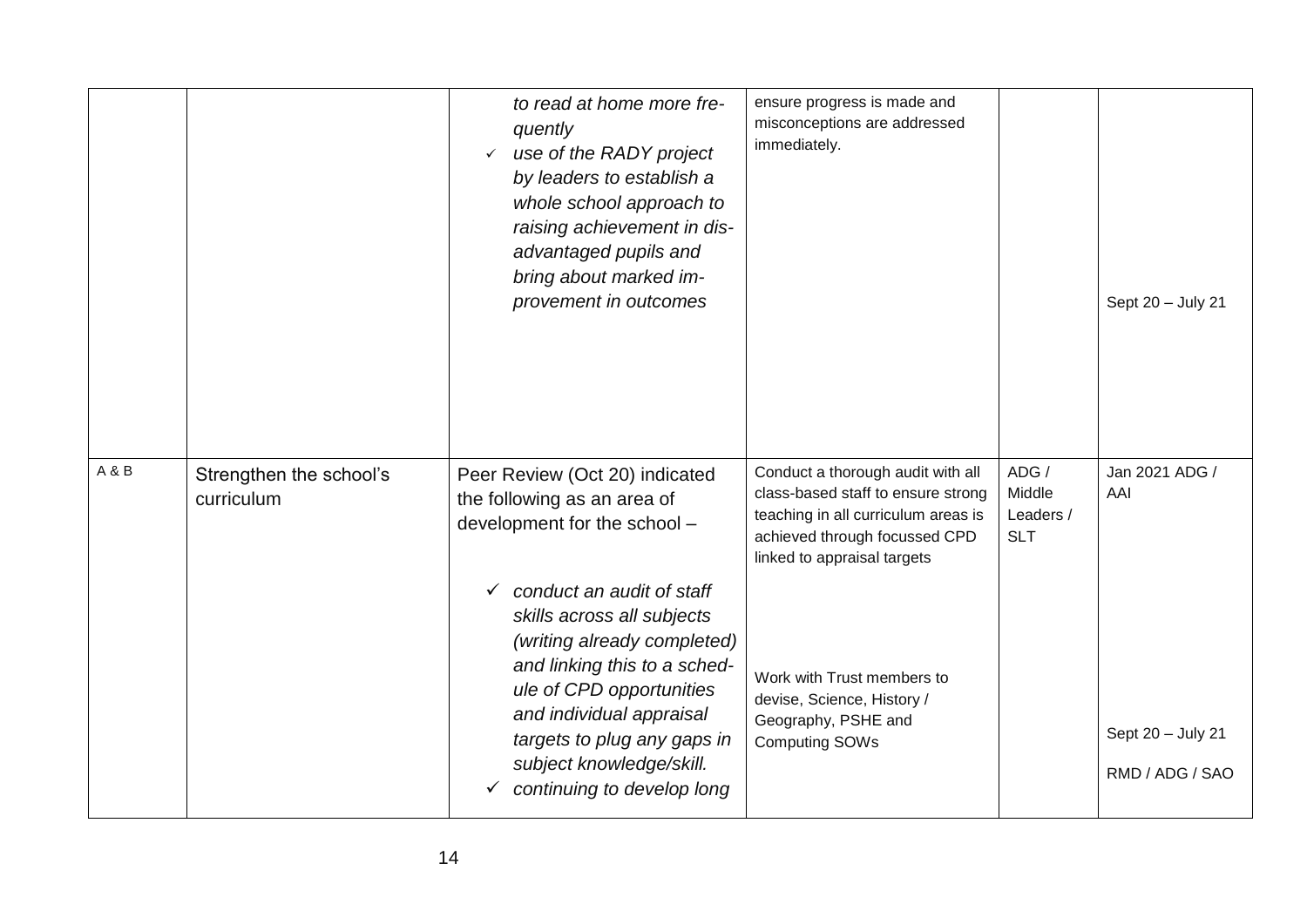| | | | | | |
|---|---|---|---|---|---|
| | | to read at home more frequently<br>✓ use of the RADY project by leaders to establish a whole school approach to raising achievement in disadvantaged pupils and bring about marked improvement in outcomes | ensure progress is made and misconceptions are addressed immediately. | | Sept 20 – July 21 |
| A & B | Strengthen the school's curriculum | Peer Review (Oct 20) indicated the following as an area of development for the school –<br><br>✓ *conduct an audit of staff skills across all subjects (writing already completed) and linking this to a schedule of CPD opportunities and individual appraisal targets to plug any gaps in subject knowledge/skill.*<br>✓ *continuing to develop long* | Conduct a thorough audit with all class-based staff to ensure strong teaching in all curriculum areas is achieved through focussed CPD linked to appraisal targets<br><br>Work with Trust members to devise, Science, History / Geography, PSHE and Computing SOWs | ADG / Middle Leaders / SLT | Jan 2021 ADG / AAI<br><br>Sept 20 – July 21<br>RMD / ADG / SAO |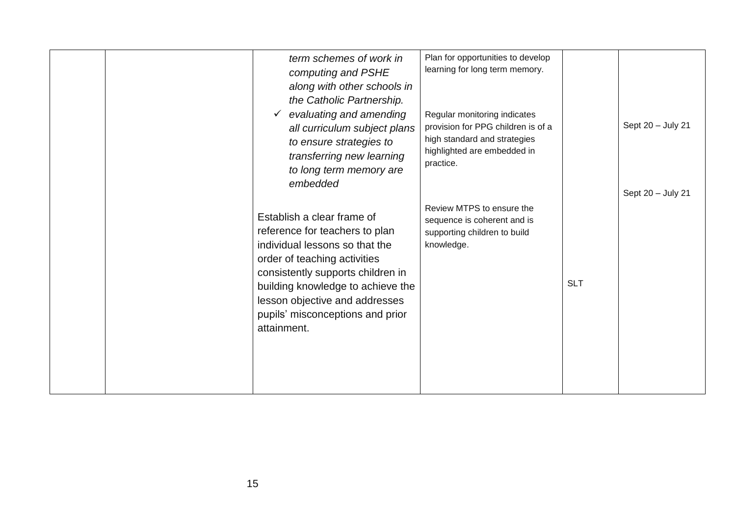| | | | | | |
|---|---|---|---|---|---|
| | | *term schemes of work in computing and PSHE along with other schools in the Catholic Partnership.*<br>✓ *evaluating and amending all curriculum subject plans to ensure strategies to transferring new learning to long term memory are embedded*<br><br>Establish a clear frame of reference for teachers to plan individual lessons so that the order of teaching activities consistently supports children in building knowledge to achieve the lesson objective and addresses pupils' misconceptions and prior attainment. | Plan for opportunities to develop learning for long term memory.<br><br>Regular monitoring indicates provision for PPG children is of a high standard and strategies highlighted are embedded in practice.<br><br>Review MTPS to ensure the sequence is coherent and is supporting children to build knowledge. | SLT | Sept 20 – July 21<br><br>Sept 20 – July 21 |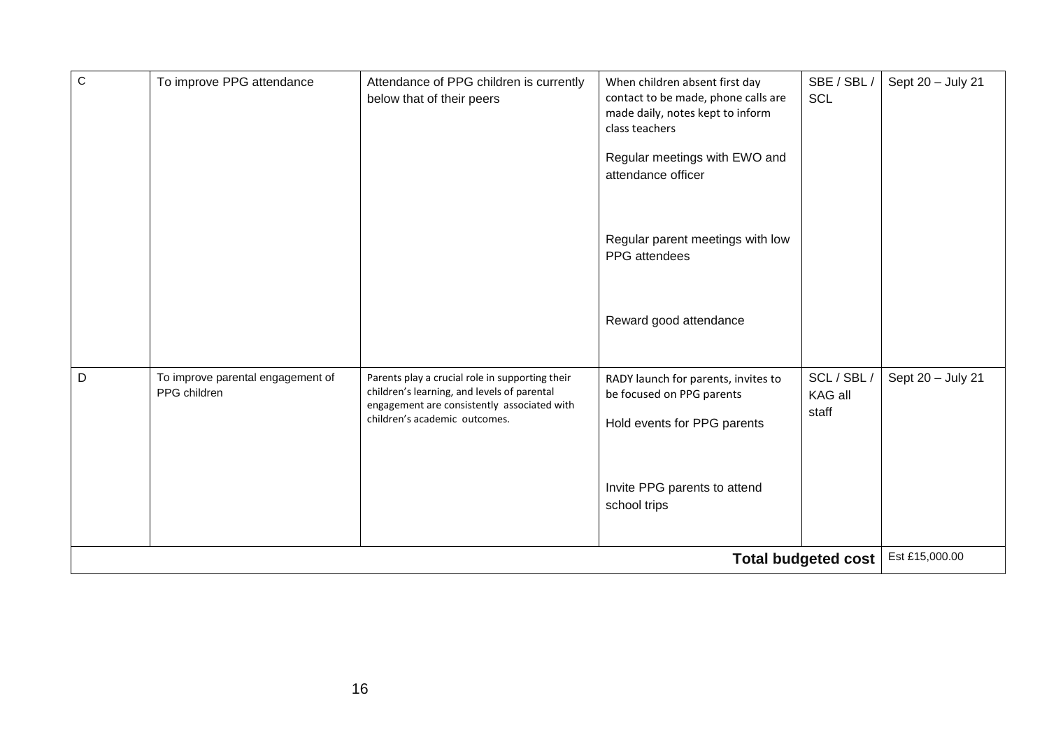| C | To improve PPG attendance | Attendance of PPG children is currently below that of their peers | When children absent first day contact to be made, phone calls are made daily, notes kept to inform class teachers<br><br>Regular meetings with EWO and attendance officer<br><br>Regular parent meetings with low PPG attendees<br><br>Reward good attendance | SBE / SBL / SCL | Sept 20 – July 21 |
|---|---|---|---|---|---|
| D | To improve parental engagement of PPG children | Parents play a crucial role in supporting their children's learning, and levels of parental engagement are consistently associated with children's academic outcomes. | RADY launch for parents, invites to be focused on PPG parents<br><br>Hold events for PPG parents<br><br>Invite PPG parents to attend school trips | SCL / SBL / KAG all staff | Sept 20 – July 21 |
| | | | | **Total budgeted cost** | Est £15,000.00 |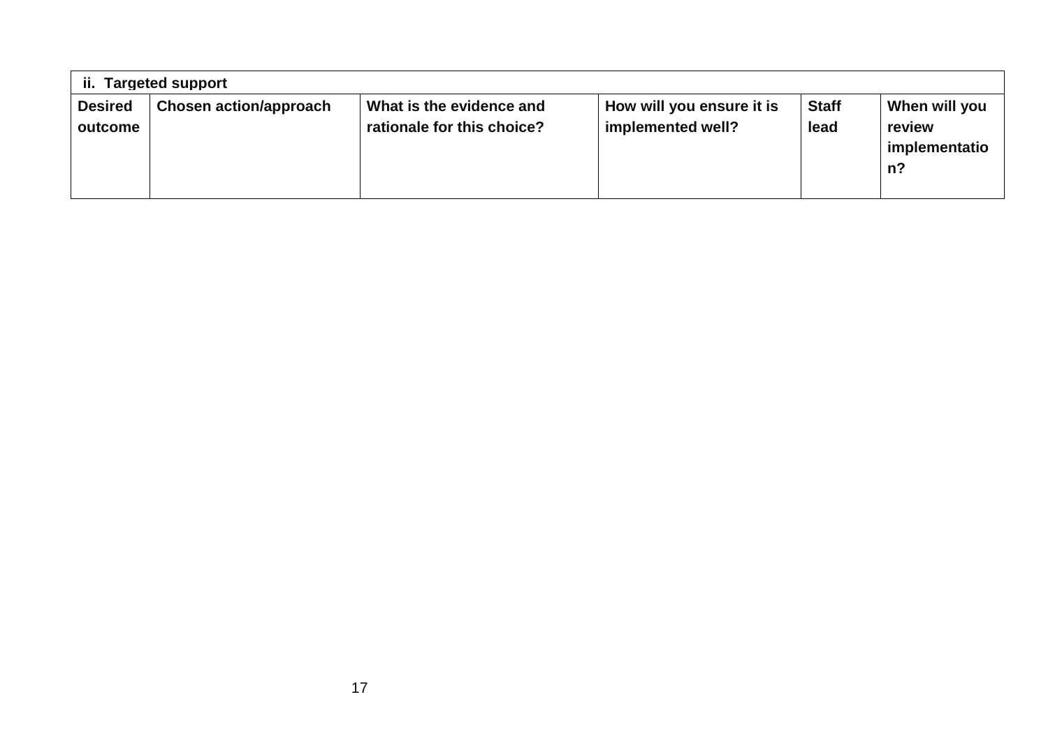| ii. Targeted support | | | | | |
|---|---|---|---|---|---|
| **Desired outcome** | **Chosen action/approach** | **What is the evidence and rationale for this choice?** | **How will you ensure it is implemented well?** | **Staff lead** | **When will you review implementation?** |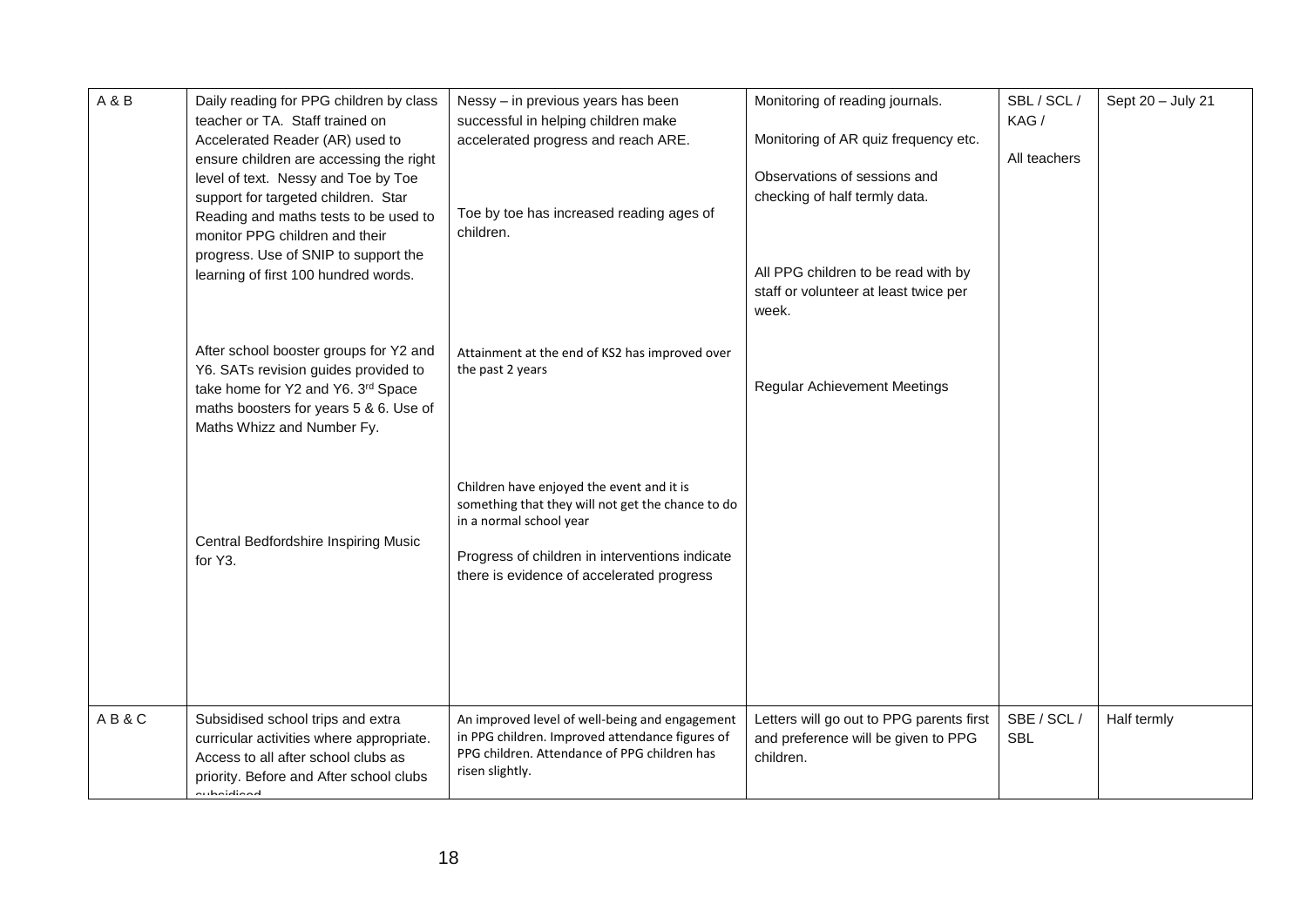| A & B | Daily reading for PPG children by class teacher or TA. Staff trained on Accelerated Reader (AR) used to ensure children are accessing the right level of text. Nessy and Toe by Toe support for targeted children. Star Reading and maths tests to be used to monitor PPG children and their progress. Use of SNIP to support the learning of first 100 hundred words.<br><br>After school booster groups for Y2 and Y6. SATs revision guides provided to take home for Y2 and Y6. 3rd Space maths boosters for years 5 & 6. Use of Maths Whizz and Number Fy.<br><br>Central Bedfordshire Inspiring Music for Y3. | Nessy – in previous years has been successful in helping children make accelerated progress and reach ARE.<br><br>Toe by toe has increased reading ages of children.<br><br>Attainment at the end of KS2 has improved over the past 2 years<br><br>Children have enjoyed the event and it is something that they will not get the chance to do in a normal school year<br><br>Progress of children in interventions indicate there is evidence of accelerated progress | Monitoring of reading journals.<br><br>Monitoring of AR quiz frequency etc.<br><br>Observations of sessions and checking of half termly data.<br><br>All PPG children to be read with by staff or volunteer at least twice per week.<br><br>Regular Achievement Meetings | SBL / SCL / KAG /<br><br>All teachers | Sept 20 – July 21 |
|---|---|---|---|---|---|
| A B & C | Subsidised school trips and extra curricular activities where appropriate. Access to all after school clubs as priority. Before and After school clubs subsidised | An improved level of well-being and engagement in PPG children. Improved attendance figures of PPG children. Attendance of PPG children has risen slightly. | Letters will go out to PPG parents first and preference will be given to PPG children. | SBE / SCL / SBL | Half termly |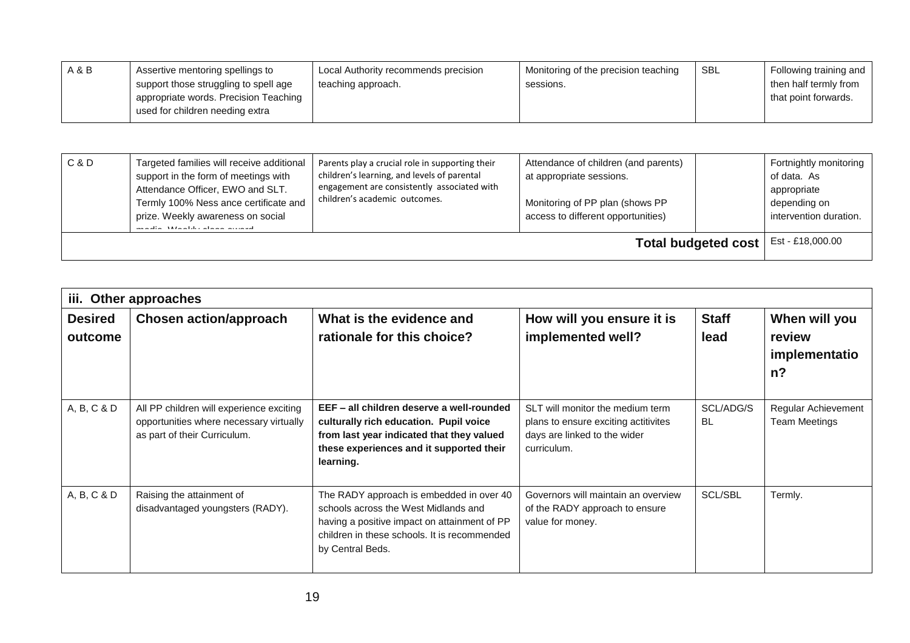| A & B | Assertive mentoring spellings to support those struggling to spell age appropriate words. Precision Teaching used for children needing extra | Local Authority recommends precision teaching approach. | Monitoring of the precision teaching sessions. | SBL | Following training and then half termly from that point forwards. |
|---|---|---|---|---|---|

| C & D | Targeted families will receive additional support in the form of meetings with Attendance Officer, EWO and SLT. Termly 100% Ness ance certificate and prize. Weekly awareness on social media. Weekly class award | Parents play a crucial role in supporting their children's learning, and levels of parental engagement are consistently associated with children's academic outcomes. | Attendance of children (and parents) at appropriate sessions.<br><br>Monitoring of PP plan (shows PP access to different opportunities) | | Fortnightly monitoring of data. As appropriate depending on intervention duration. |
|---|---|---|---|---|---|
| | | | | **Total budgeted cost** | Est - £18,000.00 |

**iii. Other approaches**

| Desired outcome | Chosen action/approach | What is the evidence and rationale for this choice? | How will you ensure it is implemented well? | Staff lead | When will you review implementation? |
|---|---|---|---|---|---|
| A, B, C & D | All PP children will experience exciting opportunities where necessary virtually as part of their Curriculum. | **EEF – all children deserve a well-rounded culturally rich education. Pupil voice from last year indicated that they valued these experiences and it supported their learning.** | SLT will monitor the medium term plans to ensure exciting actitivites days are linked to the wider curriculum. | SCL/ADG/SBL | Regular Achievement Team Meetings |
| A, B, C & D | Raising the attainment of disadvantaged youngsters (RADY). | The RADY approach is embedded in over 40 schools across the West Midlands and having a positive impact on attainment of PP children in these schools. It is recommended by Central Beds. | Governors will maintain an overview of the RADY approach to ensure value for money. | SCL/SBL | Termly. |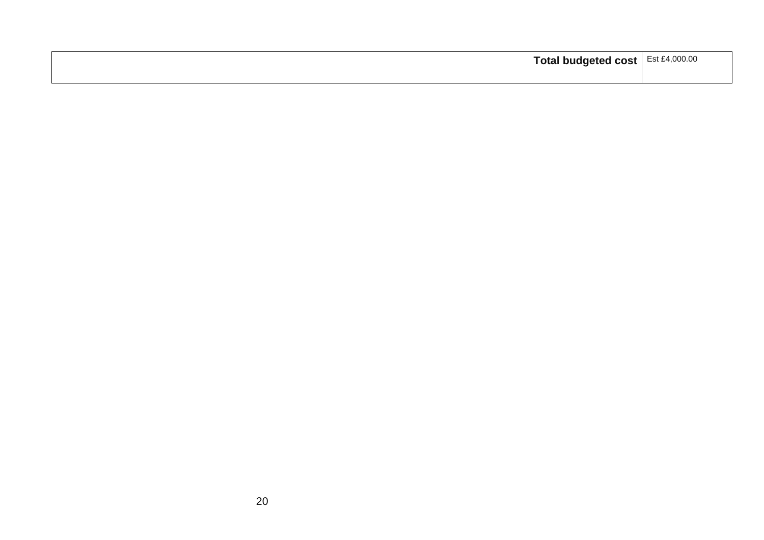| Total budgeted cost | Est £4,000.00 |
|---|---|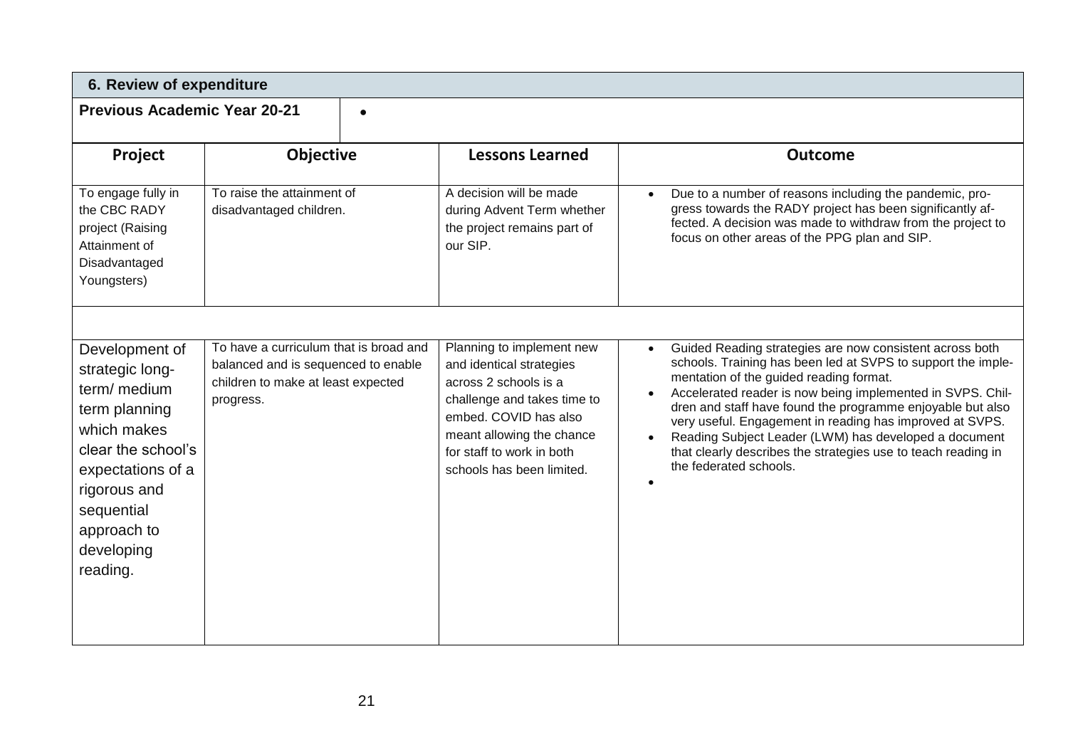## 6. Review of expenditure

**Previous Academic Year 20-21**

| Project | Objective | Lessons Learned | Outcome |
|---|---|---|---|
| To engage fully in the CBC RADY project (Raising Attainment of Disadvantaged Youngsters) | To raise the attainment of disadvantaged children. | A decision will be made during Advent Term whether the project remains part of our SIP. | • Due to a number of reasons including the pandemic, progress towards the RADY project has been significantly affected. A decision was made to withdraw from the project to focus on other areas of the PPG plan and SIP. |
| | | | |
| Development of strategic long-term/ medium term planning which makes clear the school's expectations of a rigorous and sequential approach to developing reading. | To have a curriculum that is broad and balanced and is sequenced to enable children to make at least expected progress. | Planning to implement new and identical strategies across 2 schools is a challenge and takes time to embed. COVID has also meant allowing the chance for staff to work in both schools has been limited. | • Guided Reading strategies are now consistent across both schools. Training has been led at SVPS to support the implementation of the guided reading format.<br>• Accelerated reader is now being implemented in SVPS. Children and staff have found the programme enjoyable but also very useful. Engagement in reading has improved at SVPS.<br>• Reading Subject Leader (LWM) has developed a document that clearly describes the strategies use to teach reading in the federated schools. |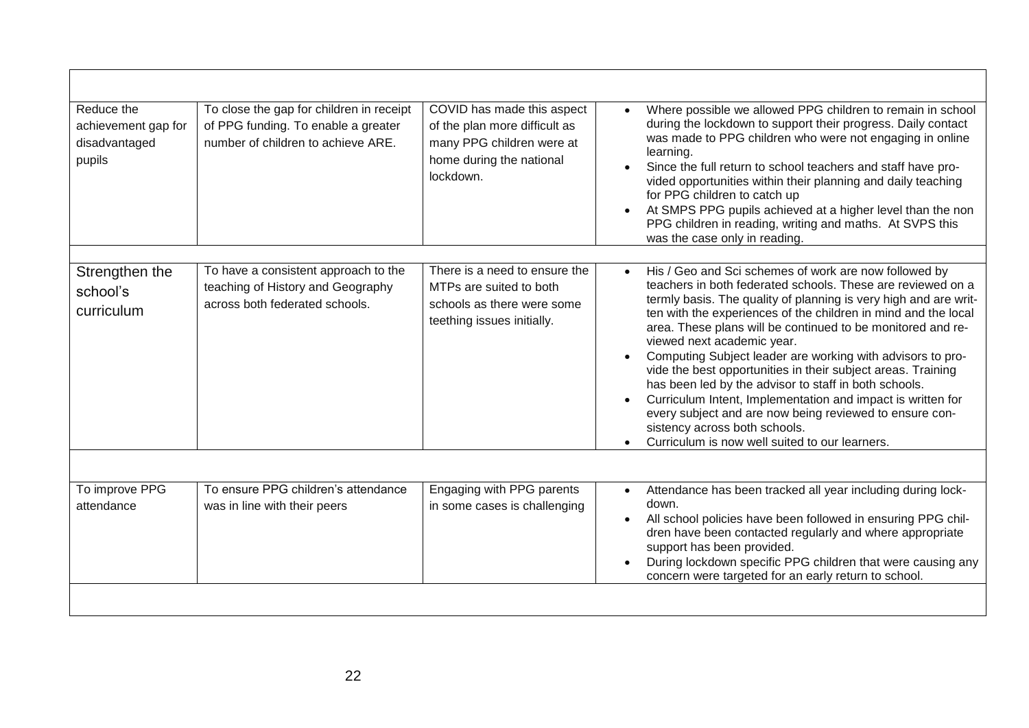| | | | |
|---|---|---|---|
| Reduce the achievement gap for disadvantaged pupils | To close the gap for children in receipt of PPG funding. To enable a greater number of children to achieve ARE. | COVID has made this aspect of the plan more difficult as many PPG children were at home during the national lockdown. | • Where possible we allowed PPG children to remain in school during the lockdown to support their progress. Daily contact was made to PPG children who were not engaging in online learning.<br>• Since the full return to school teachers and staff have provided opportunities within their planning and daily teaching for PPG children to catch up<br>• At SMPS PPG pupils achieved at a higher level than the non PPG children in reading, writing and maths. At SVPS this was the case only in reading. |
| Strengthen the school's curriculum | To have a consistent approach to the teaching of History and Geography across both federated schools. | There is a need to ensure the MTPs are suited to both schools as there were some teething issues initially. | • His / Geo and Sci schemes of work are now followed by teachers in both federated schools. These are reviewed on a termly basis. The quality of planning is very high and are written with the experiences of the children in mind and the local area. These plans will be continued to be monitored and reviewed next academic year.<br>• Computing Subject leader are working with advisors to provide the best opportunities in their subject areas. Training has been led by the advisor to staff in both schools.<br>• Curriculum Intent, Implementation and impact is written for every subject and are now being reviewed to ensure consistency across both schools.<br>• Curriculum is now well suited to our learners. |
| To improve PPG attendance | To ensure PPG children's attendance was in line with their peers | Engaging with PPG parents in some cases is challenging | • Attendance has been tracked all year including during lockdown.<br>• All school policies have been followed in ensuring PPG children have been contacted regularly and where appropriate support has been provided.<br>• During lockdown specific PPG children that were causing any concern were targeted for an early return to school. |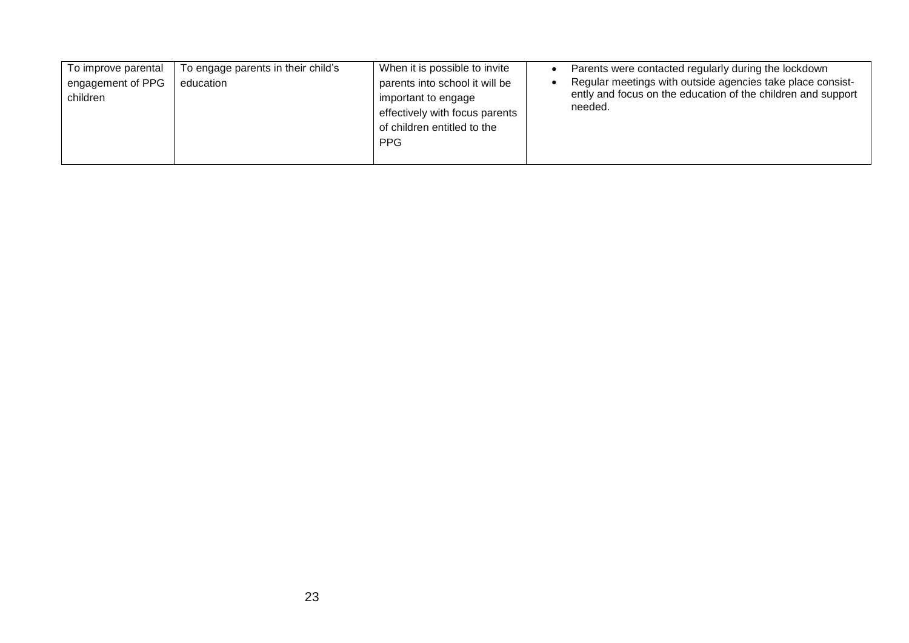| | | | |
|---|---|---|---|
| To improve parental engagement of PPG children | To engage parents in their child's education | When it is possible to invite parents into school it will be important to engage effectively with focus parents of children entitled to the PPG | • Parents were contacted regularly during the lockdown<br>• Regular meetings with outside agencies take place consistently and focus on the education of the children and support needed. |